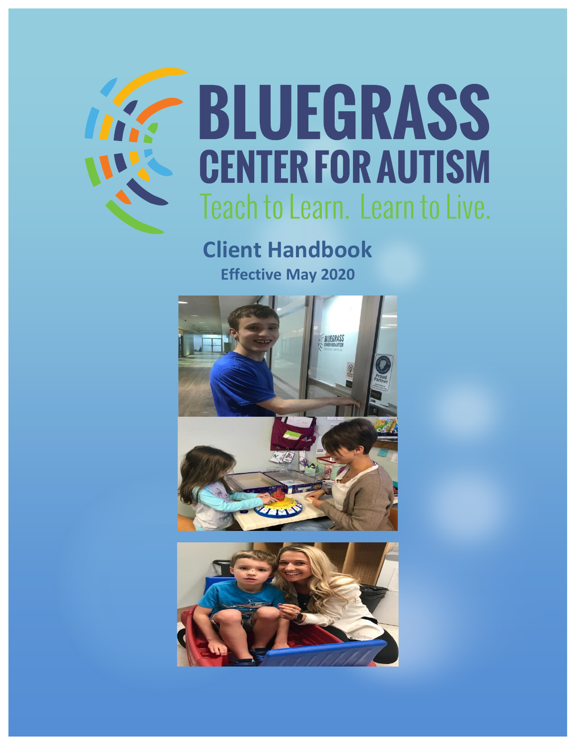# BLUEGRASS CENTER FOR AUTISM

Teach to Learn. Learn to Live.

## Client Handbook

**Effective May 2020**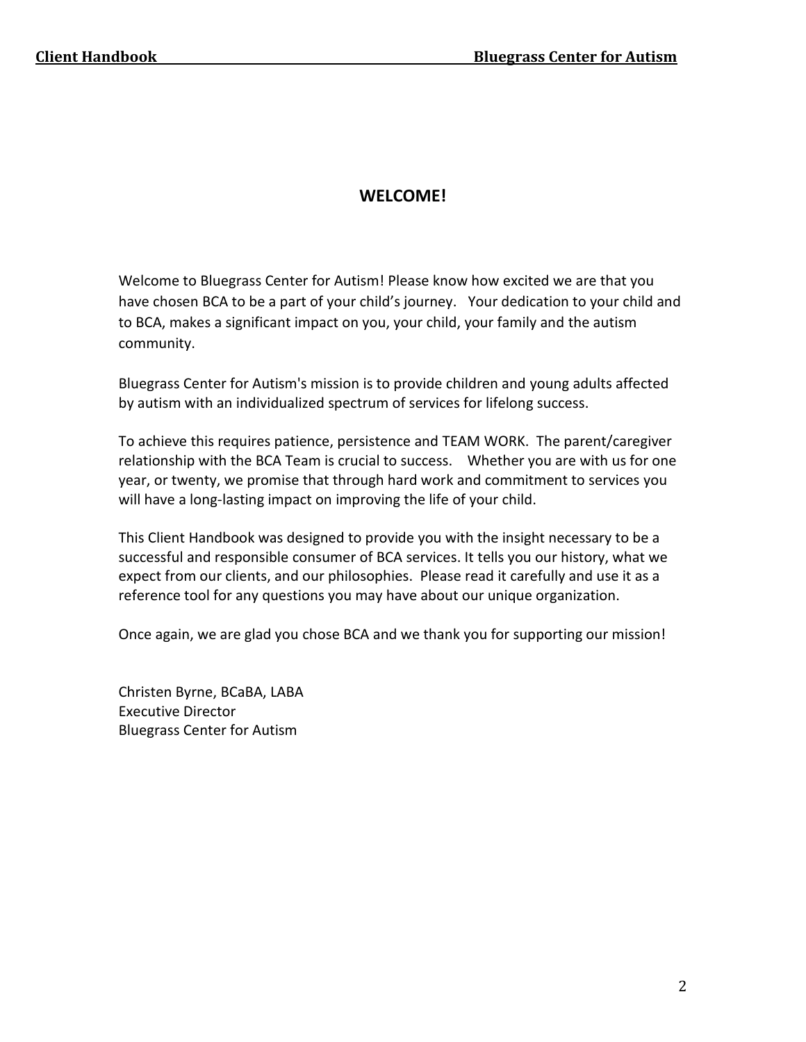## WELCOME!

Welcome to Bluegrass Center for Autism! Please know how excited we are that you have chosen BCA to be a part of your child's journey. Your dedication to your child and to BCA, makes a significant impact on you, your child, your family and the autism community.

Bluegrass Center for Autism's mission is to provide children and young adults affected by autism with an individualized spectrum of services for lifelong success.

To achieve this requires patience, persistence and TEAM WORK. The parent/caregiver relationship with the BCA Team is crucial to success. Whether you are with us for one year, or twenty, we promise that through hard work and commitment to services you will have a long-lasting impact on improving the life of your child.

This Client Handbook was designed to provide you with the insight necessary to be a successful and responsible consumer of BCA services. It tells you our history, what we expect from our clients, and our philosophies. Please read it carefully and use it as a reference tool for any questions you may have about our unique organization.

Once again, we are glad you chose BCA and we thank you for supporting our mission!

Christen Byrne, BCaBA, LABA
Executive Director
Bluegrass Center for Autism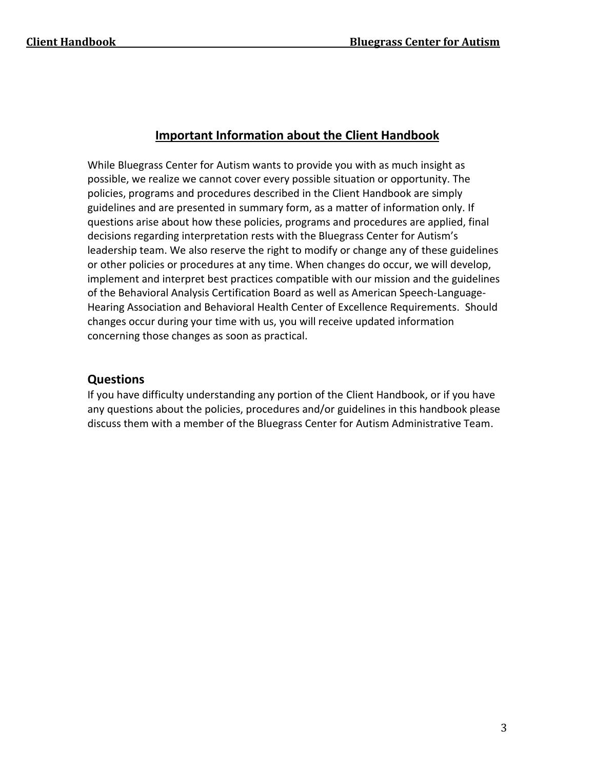## Important Information about the Client Handbook

While Bluegrass Center for Autism wants to provide you with as much insight as possible, we realize we cannot cover every possible situation or opportunity. The policies, programs and procedures described in the Client Handbook are simply guidelines and are presented in summary form, as a matter of information only. If questions arise about how these policies, programs and procedures are applied, final decisions regarding interpretation rests with the Bluegrass Center for Autism's leadership team. We also reserve the right to modify or change any of these guidelines or other policies or procedures at any time. When changes do occur, we will develop, implement and interpret best practices compatible with our mission and the guidelines of the Behavioral Analysis Certification Board as well as American Speech-Language-Hearing Association and Behavioral Health Center of Excellence Requirements. Should changes occur during your time with us, you will receive updated information concerning those changes as soon as practical.

### Questions

If you have difficulty understanding any portion of the Client Handbook, or if you have any questions about the policies, procedures and/or guidelines in this handbook please discuss them with a member of the Bluegrass Center for Autism Administrative Team.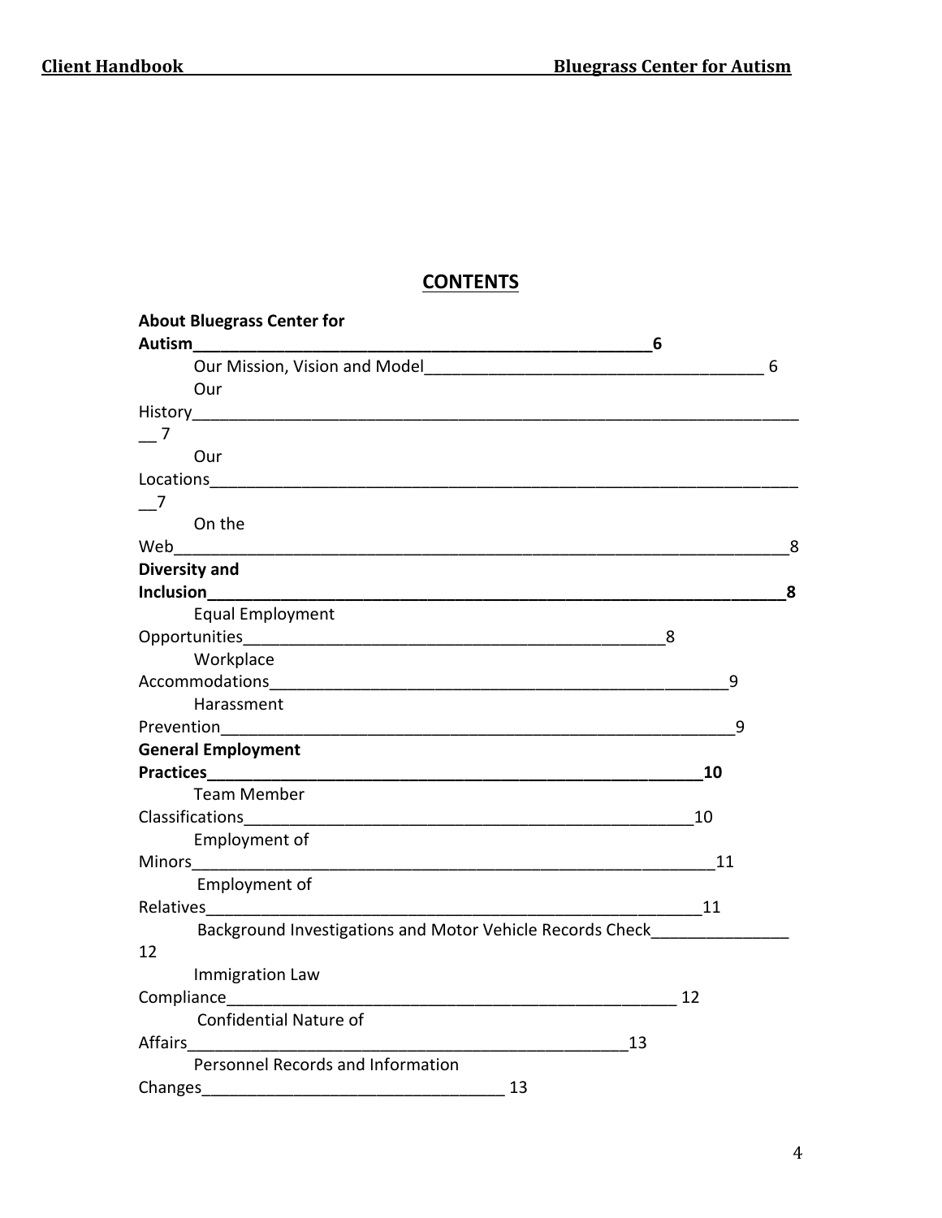## CONTENTS

**About Bluegrass Center for Autism** — **6**

- Our Mission, Vision and Model — 6
- Our History — 7
- Our Locations — 7
- On the Web — 8

**Diversity and Inclusion** — **8**

- Equal Employment Opportunities — 8
- Workplace Accommodations — 9
- Harassment Prevention — 9

**General Employment Practices** — **10**

- Team Member Classifications — 10
- Employment of Minors — 11
- Employment of Relatives — 11
- Background Investigations and Motor Vehicle Records Check — 12
- Immigration Law Compliance — 12
- Confidential Nature of Affairs — 13
- Personnel Records and Information Changes — 13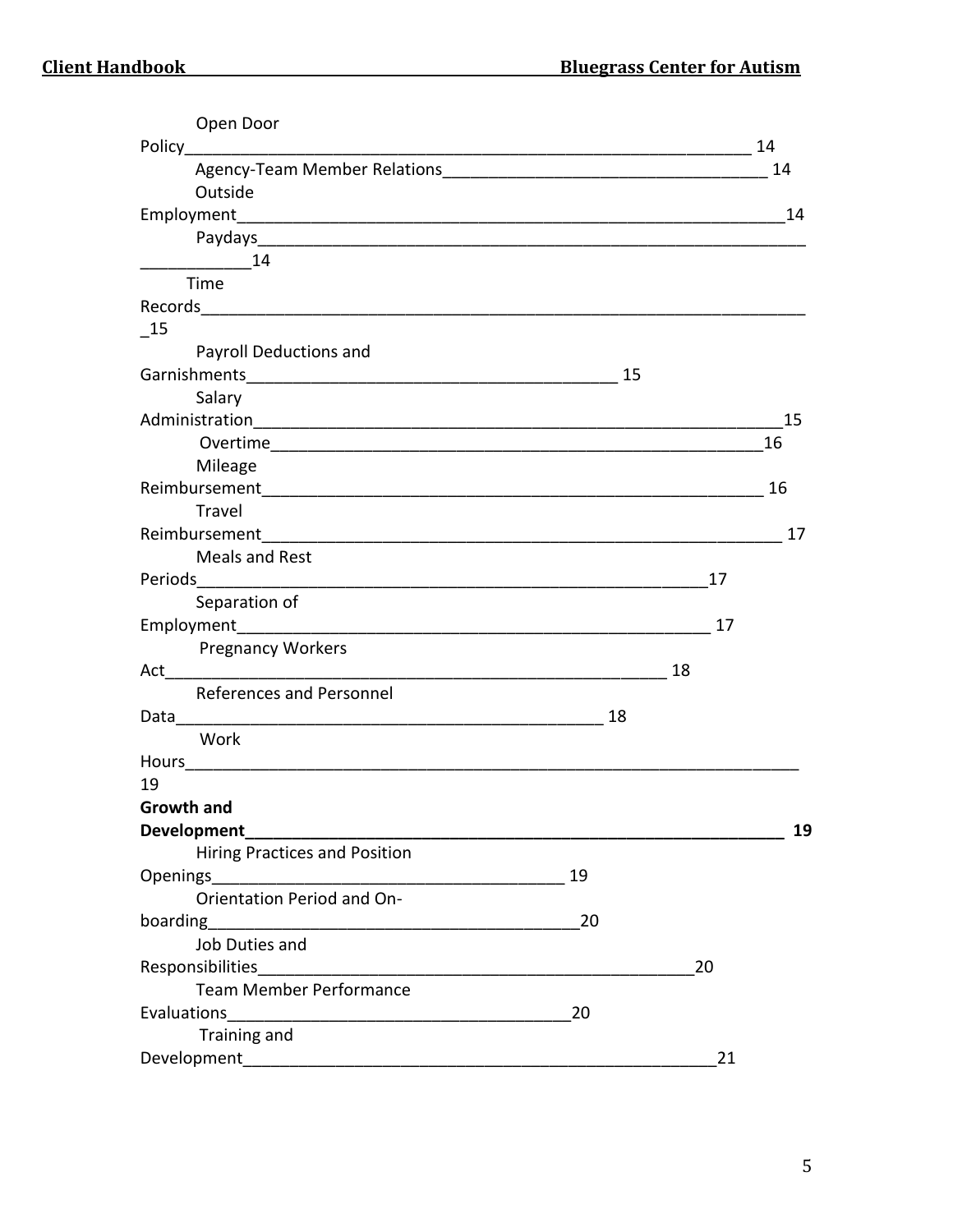Open Door Policy ........ 14

Agency-Team Member Relations ........ 14

Outside Employment ........ 14

Paydays ........ 14

Time Records ........ 15

Payroll Deductions and Garnishments ........ 15

Salary Administration ........ 15

Overtime ........ 16

Mileage Reimbursement ........ 16

Travel Reimbursement ........ 17

Meals and Rest Periods ........ 17

Separation of Employment ........ 17

Pregnancy Workers Act ........ 18

References and Personnel Data ........ 18

Work Hours ........ 19

**Growth and Development ........ 19**

Hiring Practices and Position Openings ........ 19

Orientation Period and On-boarding ........ 20

Job Duties and Responsibilities ........ 20

Team Member Performance Evaluations ........ 20

Training and Development ........ 21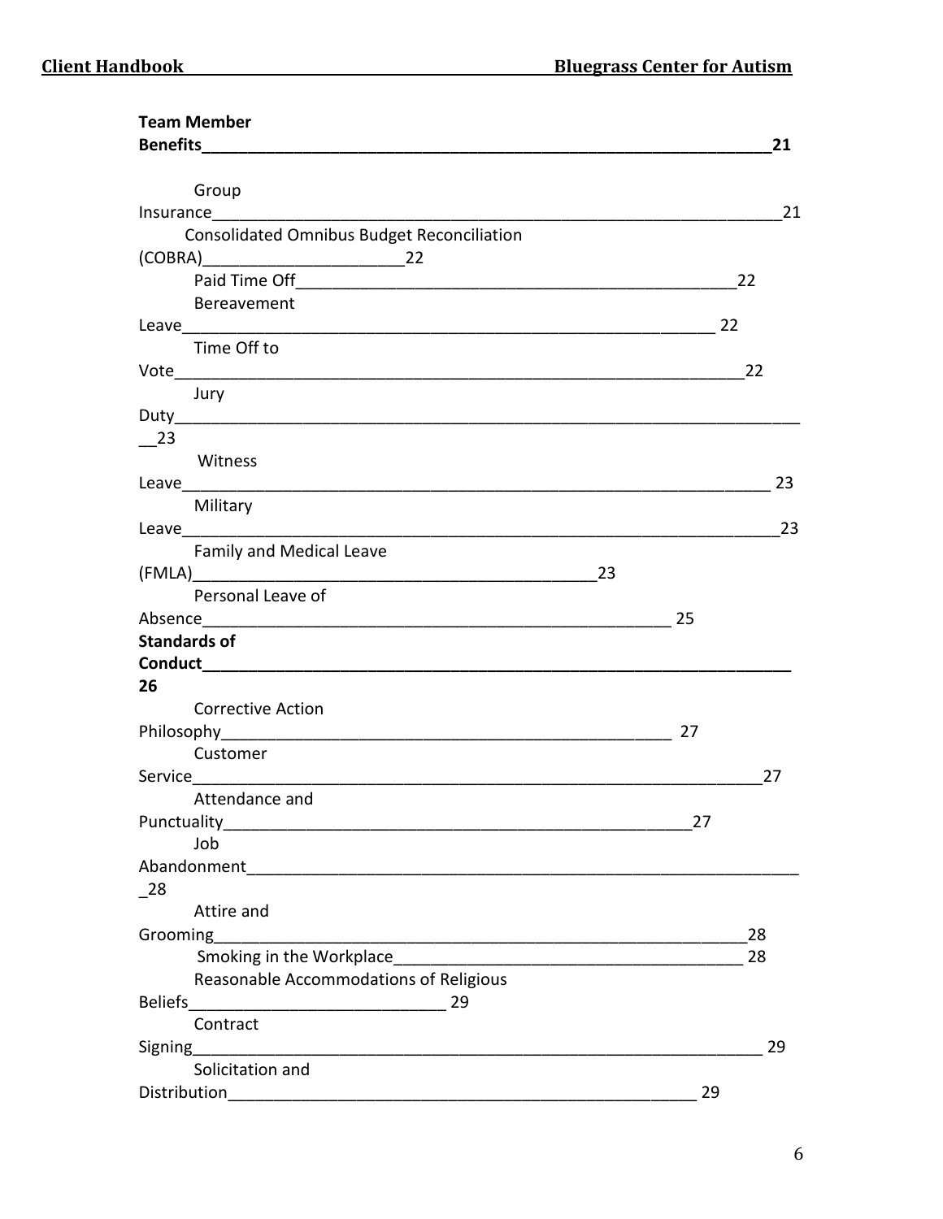**Team Member Benefits** 21

- Group Insurance 21
- Consolidated Omnibus Budget Reconciliation (COBRA) 22
- Paid Time Off 22
- Bereavement Leave 22
- Time Off to Vote 22
- Jury Duty 23
- Witness Leave 23
- Military Leave 23
- Family and Medical Leave (FMLA) 23
- Personal Leave of Absence 25

**Standards of Conduct** 26

- Corrective Action Philosophy 27
- Customer Service 27
- Attendance and Punctuality 27
- Job Abandonment 28
- Attire and Grooming 28
- Smoking in the Workplace 28
- Reasonable Accommodations of Religious Beliefs 29
- Contract Signing 29
- Solicitation and Distribution 29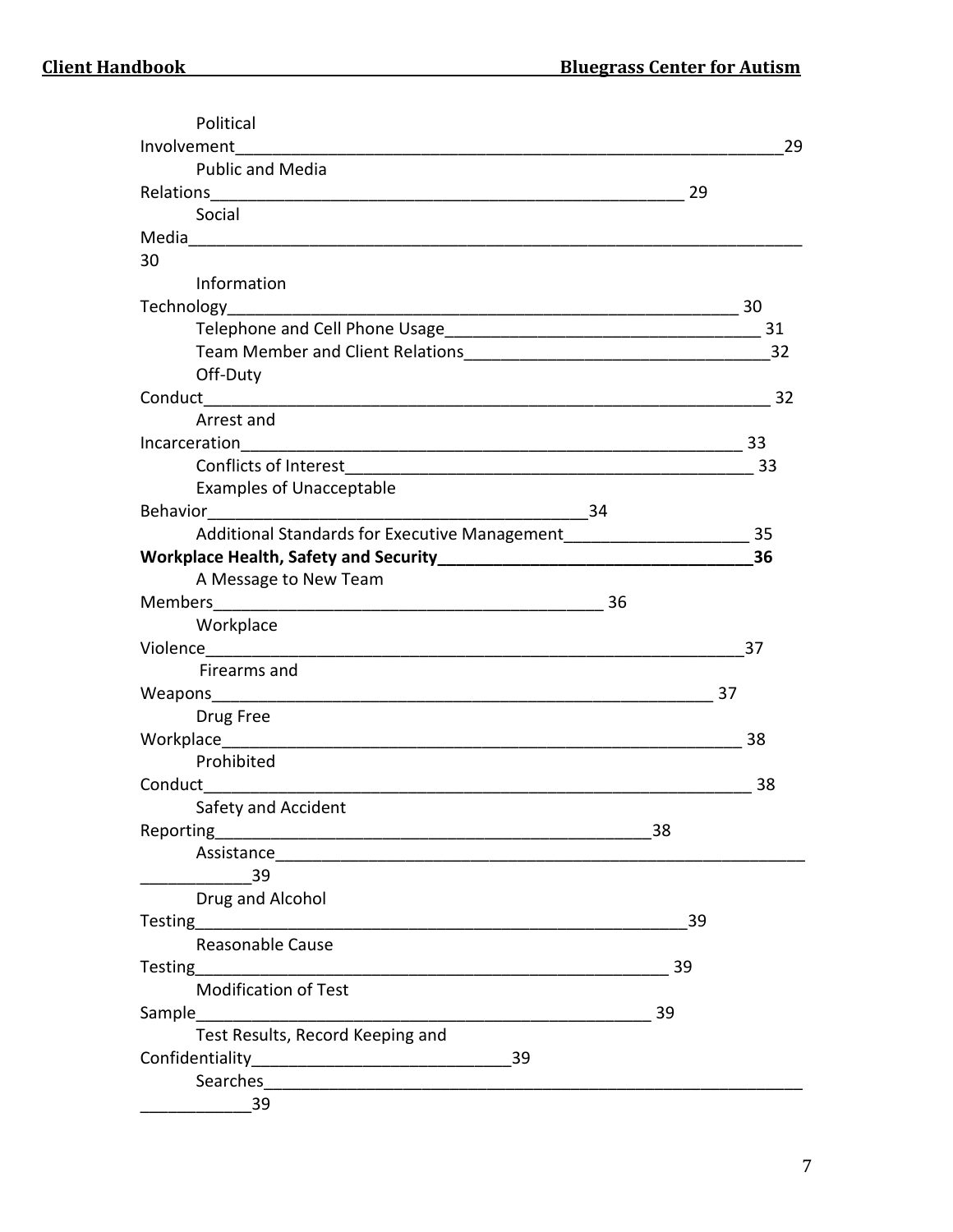Political Involvement 29

Public and Media Relations 29

Social Media 30

Information Technology 30

Telephone and Cell Phone Usage 31

Team Member and Client Relations 32

Off-Duty Conduct 32

Arrest and Incarceration 33

Conflicts of Interest 33

Examples of Unacceptable Behavior 34

Additional Standards for Executive Management 35

**Workplace Health, Safety and Security 36**

A Message to New Team Members 36

Workplace Violence 37

Firearms and Weapons 37

Drug Free Workplace 38

Prohibited Conduct 38

Safety and Accident Reporting 38

Assistance 39

Drug and Alcohol Testing 39

Reasonable Cause Testing 39

Modification of Test Sample 39

Test Results, Record Keeping and Confidentiality 39

Searches 39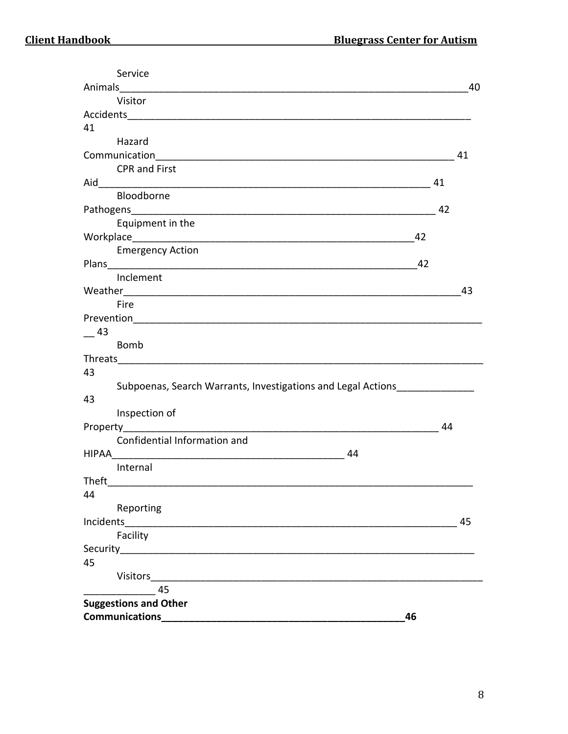Service Animals — 40

Visitor Accidents — 41

Hazard Communication — 41

CPR and First Aid — 41

Bloodborne Pathogens — 42

Equipment in the Workplace — 42

Emergency Action Plans — 42

Inclement Weather — 43

Fire Prevention — 43

Bomb Threats — 43

Subpoenas, Search Warrants, Investigations and Legal Actions — 43

Inspection of Property — 44

Confidential Information and HIPAA — 44

Internal Theft — 44

Reporting Incidents — 45

Facility Security — 45

Visitors — 45

**Suggestions and Other Communications — 46**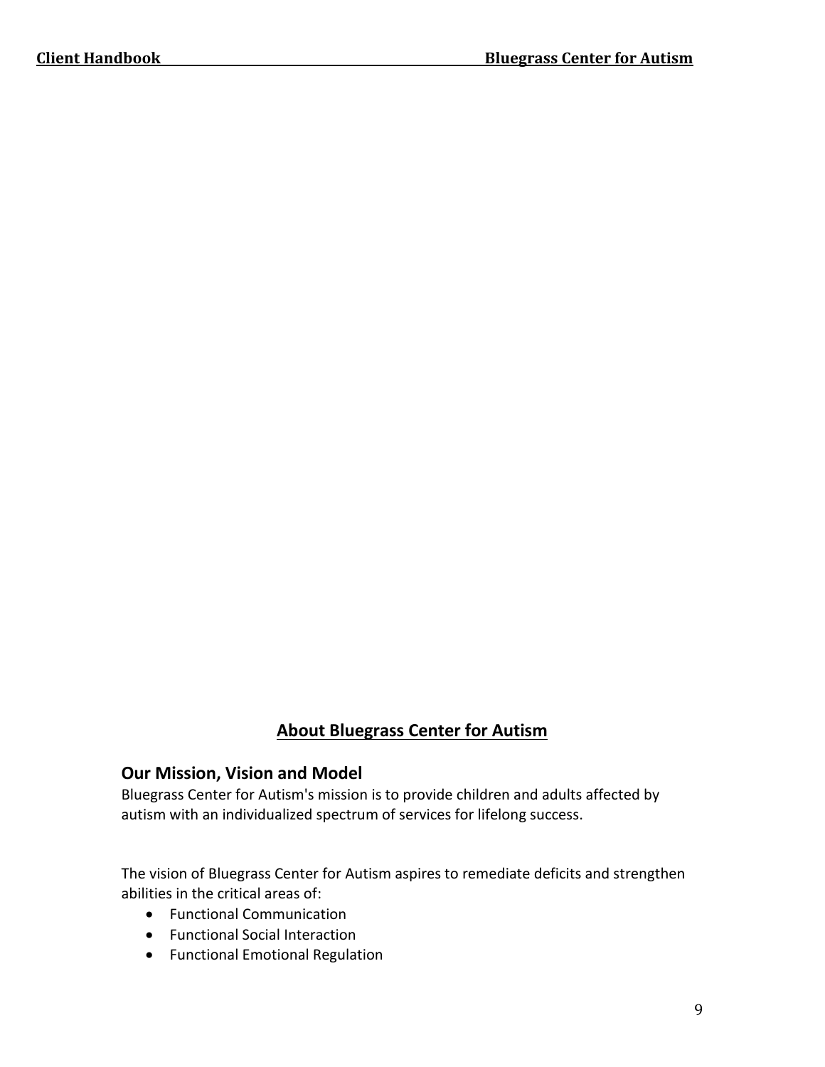# About Bluegrass Center for Autism

## Our Mission, Vision and Model

Bluegrass Center for Autism's mission is to provide children and adults affected by autism with an individualized spectrum of services for lifelong success.

The vision of Bluegrass Center for Autism aspires to remediate deficits and strengthen abilities in the critical areas of:

- Functional Communication
- Functional Social Interaction
- Functional Emotional Regulation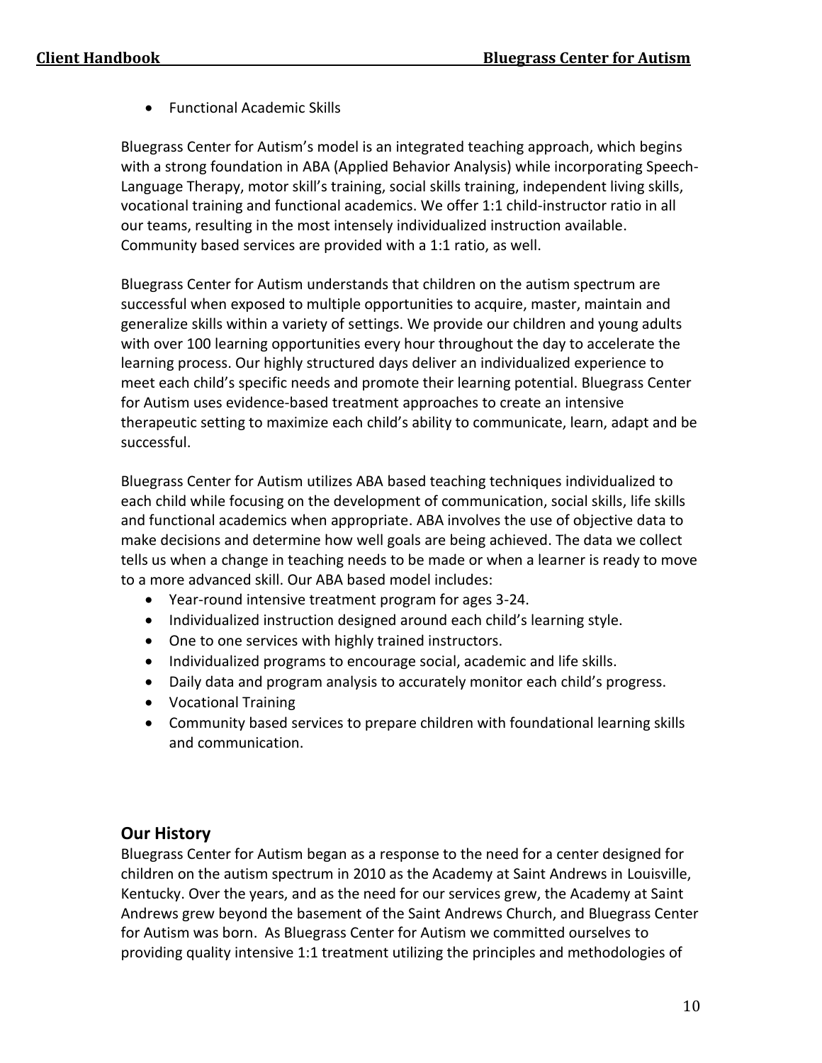- Functional Academic Skills

Bluegrass Center for Autism's model is an integrated teaching approach, which begins with a strong foundation in ABA (Applied Behavior Analysis) while incorporating Speech-Language Therapy, motor skill's training, social skills training, independent living skills, vocational training and functional academics. We offer 1:1 child-instructor ratio in all our teams, resulting in the most intensely individualized instruction available. Community based services are provided with a 1:1 ratio, as well.

Bluegrass Center for Autism understands that children on the autism spectrum are successful when exposed to multiple opportunities to acquire, master, maintain and generalize skills within a variety of settings. We provide our children and young adults with over 100 learning opportunities every hour throughout the day to accelerate the learning process. Our highly structured days deliver an individualized experience to meet each child's specific needs and promote their learning potential. Bluegrass Center for Autism uses evidence-based treatment approaches to create an intensive therapeutic setting to maximize each child's ability to communicate, learn, adapt and be successful.

Bluegrass Center for Autism utilizes ABA based teaching techniques individualized to each child while focusing on the development of communication, social skills, life skills and functional academics when appropriate. ABA involves the use of objective data to make decisions and determine how well goals are being achieved. The data we collect tells us when a change in teaching needs to be made or when a learner is ready to move to a more advanced skill. Our ABA based model includes:

- Year-round intensive treatment program for ages 3-24.
- Individualized instruction designed around each child's learning style.
- One to one services with highly trained instructors.
- Individualized programs to encourage social, academic and life skills.
- Daily data and program analysis to accurately monitor each child's progress.
- Vocational Training
- Community based services to prepare children with foundational learning skills and communication.

## Our History

Bluegrass Center for Autism began as a response to the need for a center designed for children on the autism spectrum in 2010 as the Academy at Saint Andrews in Louisville, Kentucky. Over the years, and as the need for our services grew, the Academy at Saint Andrews grew beyond the basement of the Saint Andrews Church, and Bluegrass Center for Autism was born. As Bluegrass Center for Autism we committed ourselves to providing quality intensive 1:1 treatment utilizing the principles and methodologies of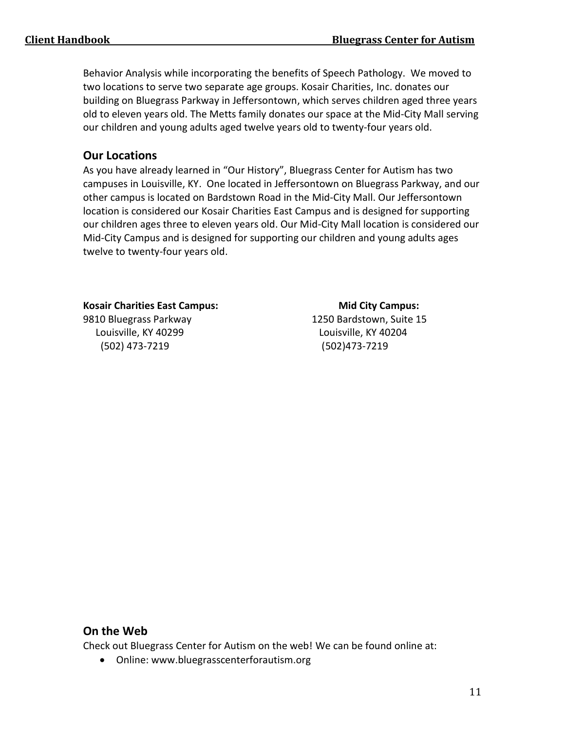Behavior Analysis while incorporating the benefits of Speech Pathology. We moved to two locations to serve two separate age groups. Kosair Charities, Inc. donates our building on Bluegrass Parkway in Jeffersontown, which serves children aged three years old to eleven years old. The Metts family donates our space at the Mid-City Mall serving our children and young adults aged twelve years old to twenty-four years old.

## Our Locations

As you have already learned in "Our History", Bluegrass Center for Autism has two campuses in Louisville, KY. One located in Jeffersontown on Bluegrass Parkway, and our other campus is located on Bardstown Road in the Mid-City Mall. Our Jeffersontown location is considered our Kosair Charities East Campus and is designed for supporting our children ages three to eleven years old. Our Mid-City Mall location is considered our Mid-City Campus and is designed for supporting our children and young adults ages twelve to twenty-four years old.

**Kosair Charities East Campus:**
9810 Bluegrass Parkway
Louisville, KY 40299
(502) 473-7219

**Mid City Campus:**
1250 Bardstown, Suite 15
Louisville, KY 40204
(502)473-7219

## On the Web

Check out Bluegrass Center for Autism on the web! We can be found online at:

- Online: www.bluegrasscenterforautism.org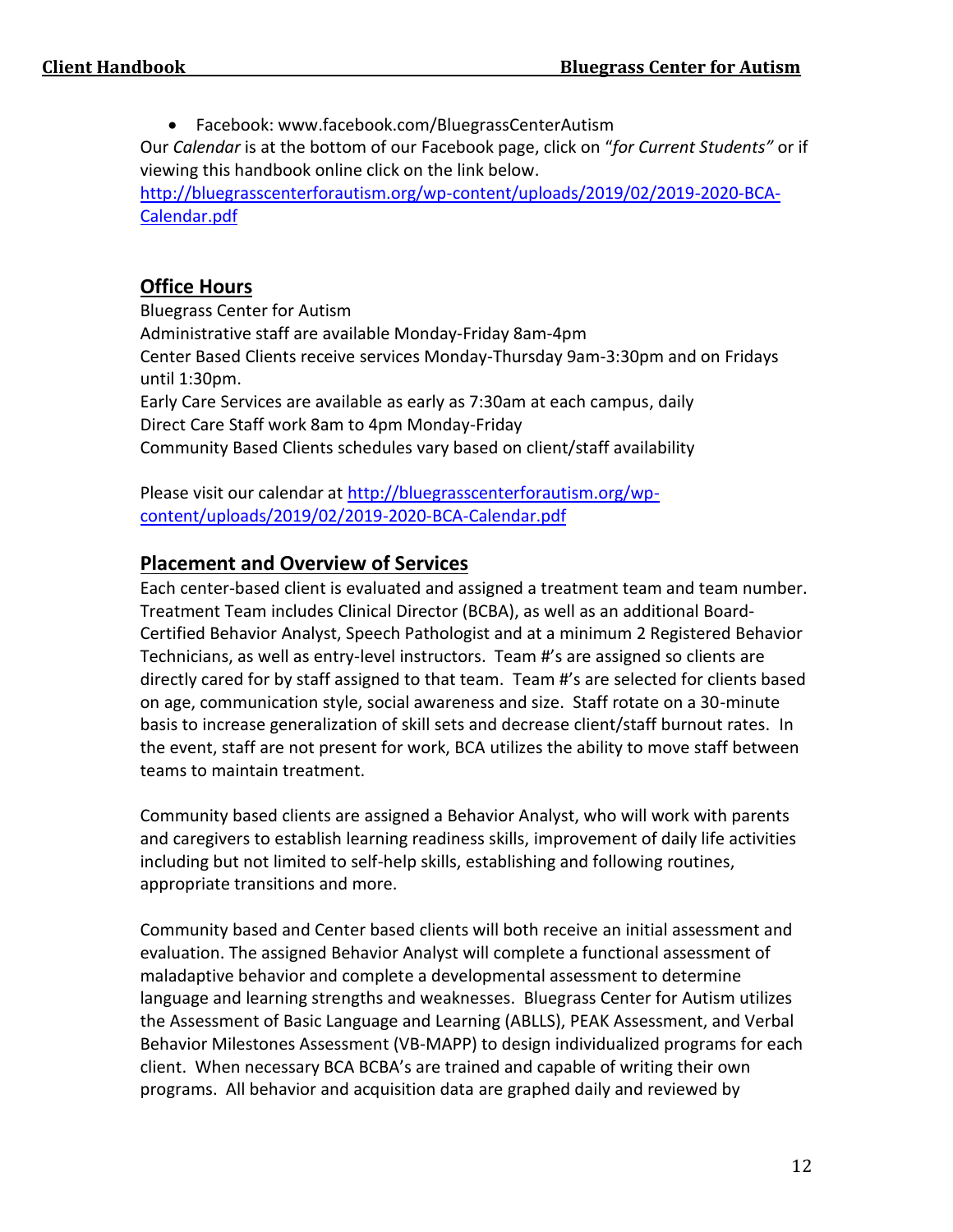- Facebook: www.facebook.com/BluegrassCenterAutism

Our *Calendar* is at the bottom of our Facebook page, click on "*for Current Students"* or if viewing this handbook online click on the link below.
[http://bluegrasscenterforautism.org/wp-content/uploads/2019/02/2019-2020-BCA-Calendar.pdf](http://bluegrasscenterforautism.org/wp-content/uploads/2019/02/2019-2020-BCA-Calendar.pdf)

## Office Hours

Bluegrass Center for Autism
Administrative staff are available Monday-Friday 8am-4pm
Center Based Clients receive services Monday-Thursday 9am-3:30pm and on Fridays until 1:30pm.
Early Care Services are available as early as 7:30am at each campus, daily
Direct Care Staff work 8am to 4pm Monday-Friday
Community Based Clients schedules vary based on client/staff availability

Please visit our calendar at [http://bluegrasscenterforautism.org/wp-content/uploads/2019/02/2019-2020-BCA-Calendar.pdf](http://bluegrasscenterforautism.org/wp-content/uploads/2019/02/2019-2020-BCA-Calendar.pdf)

## Placement and Overview of Services

Each center-based client is evaluated and assigned a treatment team and team number. Treatment Team includes Clinical Director (BCBA), as well as an additional Board-Certified Behavior Analyst, Speech Pathologist and at a minimum 2 Registered Behavior Technicians, as well as entry-level instructors. Team #'s are assigned so clients are directly cared for by staff assigned to that team. Team #'s are selected for clients based on age, communication style, social awareness and size. Staff rotate on a 30-minute basis to increase generalization of skill sets and decrease client/staff burnout rates. In the event, staff are not present for work, BCA utilizes the ability to move staff between teams to maintain treatment.

Community based clients are assigned a Behavior Analyst, who will work with parents and caregivers to establish learning readiness skills, improvement of daily life activities including but not limited to self-help skills, establishing and following routines, appropriate transitions and more.

Community based and Center based clients will both receive an initial assessment and evaluation. The assigned Behavior Analyst will complete a functional assessment of maladaptive behavior and complete a developmental assessment to determine language and learning strengths and weaknesses. Bluegrass Center for Autism utilizes the Assessment of Basic Language and Learning (ABLLS), PEAK Assessment, and Verbal Behavior Milestones Assessment (VB-MAPP) to design individualized programs for each client. When necessary BCA BCBA's are trained and capable of writing their own programs. All behavior and acquisition data are graphed daily and reviewed by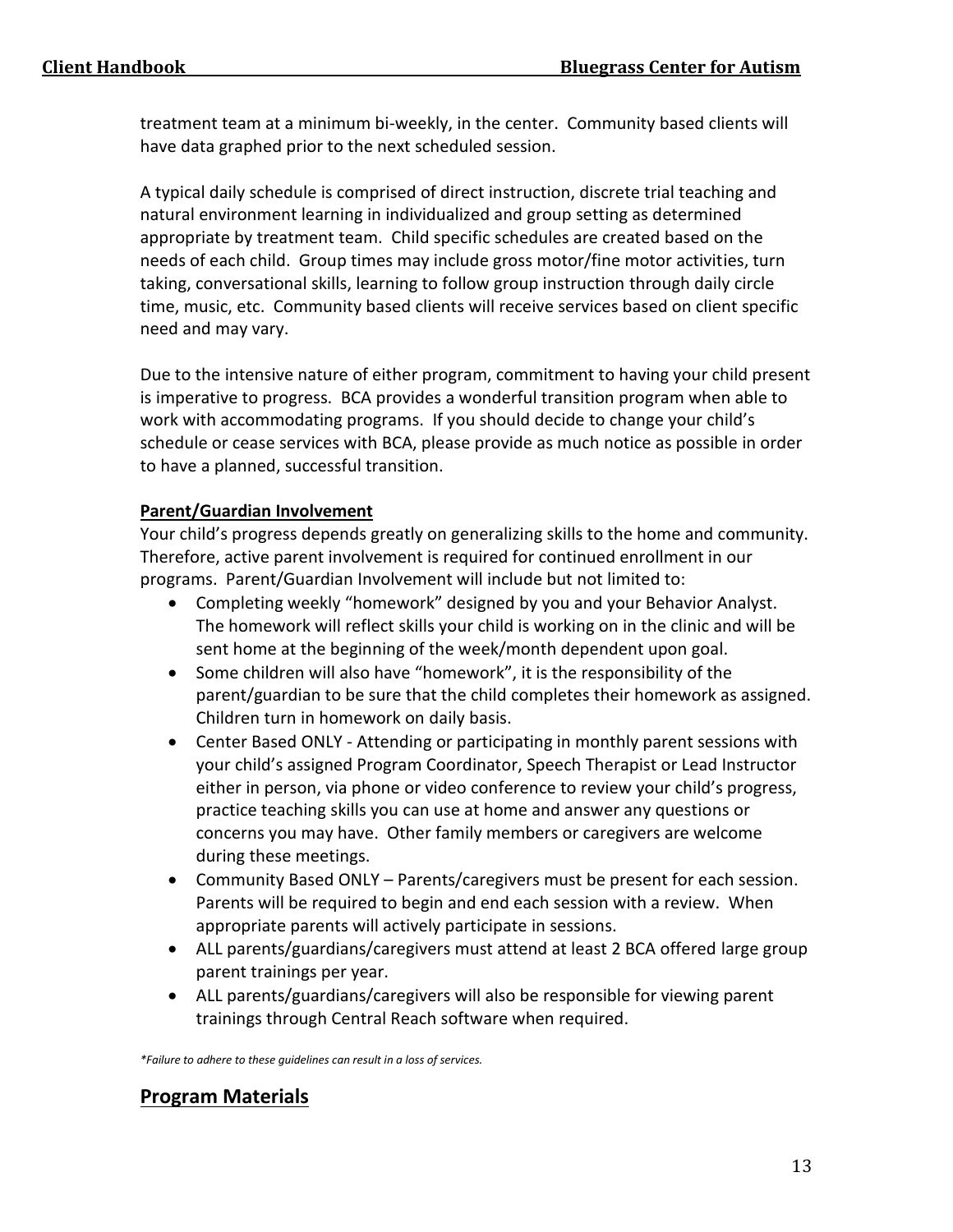treatment team at a minimum bi-weekly, in the center. Community based clients will have data graphed prior to the next scheduled session.

A typical daily schedule is comprised of direct instruction, discrete trial teaching and natural environment learning in individualized and group setting as determined appropriate by treatment team. Child specific schedules are created based on the needs of each child. Group times may include gross motor/fine motor activities, turn taking, conversational skills, learning to follow group instruction through daily circle time, music, etc. Community based clients will receive services based on client specific need and may vary.

Due to the intensive nature of either program, commitment to having your child present is imperative to progress. BCA provides a wonderful transition program when able to work with accommodating programs. If you should decide to change your child's schedule or cease services with BCA, please provide as much notice as possible in order to have a planned, successful transition.

**Parent/Guardian Involvement**

Your child's progress depends greatly on generalizing skills to the home and community. Therefore, active parent involvement is required for continued enrollment in our programs. Parent/Guardian Involvement will include but not limited to:

- Completing weekly "homework" designed by you and your Behavior Analyst. The homework will reflect skills your child is working on in the clinic and will be sent home at the beginning of the week/month dependent upon goal.
- Some children will also have "homework", it is the responsibility of the parent/guardian to be sure that the child completes their homework as assigned. Children turn in homework on daily basis.
- Center Based ONLY - Attending or participating in monthly parent sessions with your child's assigned Program Coordinator, Speech Therapist or Lead Instructor either in person, via phone or video conference to review your child's progress, practice teaching skills you can use at home and answer any questions or concerns you may have. Other family members or caregivers are welcome during these meetings.
- Community Based ONLY – Parents/caregivers must be present for each session. Parents will be required to begin and end each session with a review. When appropriate parents will actively participate in sessions.
- ALL parents/guardians/caregivers must attend at least 2 BCA offered large group parent trainings per year.
- ALL parents/guardians/caregivers will also be responsible for viewing parent trainings through Central Reach software when required.

*\*Failure to adhere to these guidelines can result in a loss of services.*

## Program Materials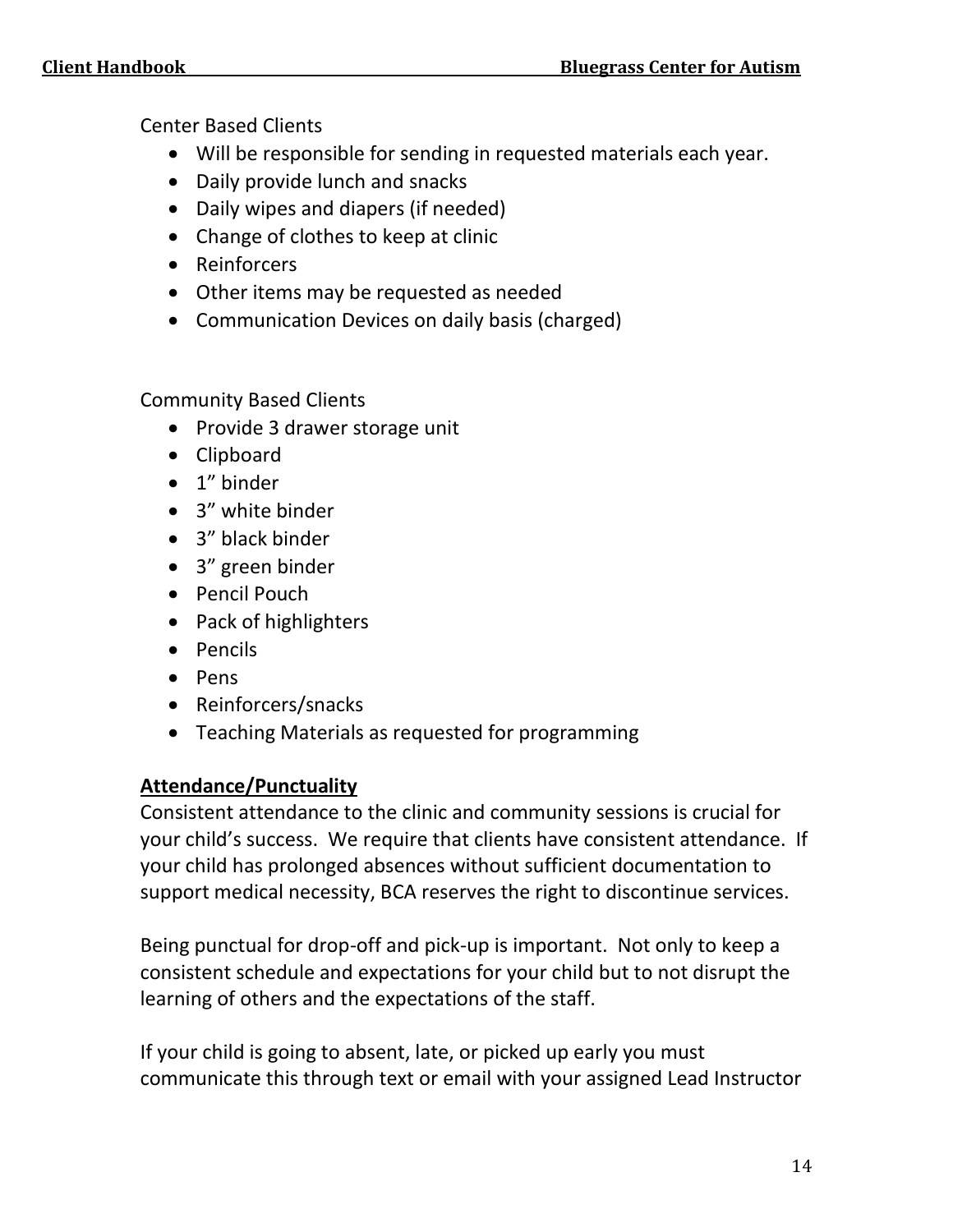Center Based Clients

- Will be responsible for sending in requested materials each year.
- Daily provide lunch and snacks
- Daily wipes and diapers (if needed)
- Change of clothes to keep at clinic
- Reinforcers
- Other items may be requested as needed
- Communication Devices on daily basis (charged)

Community Based Clients

- Provide 3 drawer storage unit
- Clipboard
- 1” binder
- 3” white binder
- 3” black binder
- 3” green binder
- Pencil Pouch
- Pack of highlighters
- Pencils
- Pens
- Reinforcers/snacks
- Teaching Materials as requested for programming

**Attendance/Punctuality**

Consistent attendance to the clinic and community sessions is crucial for your child’s success. We require that clients have consistent attendance. If your child has prolonged absences without sufficient documentation to support medical necessity, BCA reserves the right to discontinue services.

Being punctual for drop-off and pick-up is important. Not only to keep a consistent schedule and expectations for your child but to not disrupt the learning of others and the expectations of the staff.

If your child is going to absent, late, or picked up early you must communicate this through text or email with your assigned Lead Instructor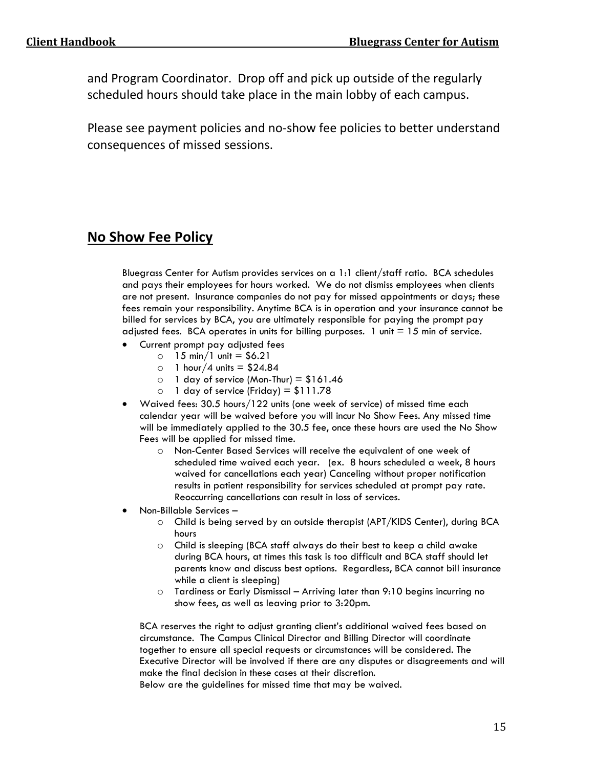and Program Coordinator. Drop off and pick up outside of the regularly scheduled hours should take place in the main lobby of each campus.

Please see payment policies and no-show fee policies to better understand consequences of missed sessions.

## No Show Fee Policy

Bluegrass Center for Autism provides services on a 1:1 client/staff ratio. BCA schedules and pays their employees for hours worked. We do not dismiss employees when clients are not present. Insurance companies do not pay for missed appointments or days; these fees remain your responsibility. Anytime BCA is in operation and your insurance cannot be billed for services by BCA, you are ultimately responsible for paying the prompt pay adjusted fees. BCA operates in units for billing purposes. 1 unit = 15 min of service.

- Current prompt pay adjusted fees
  - 15 min/1 unit = $6.21
  - 1 hour/4 units = $24.84
  - 1 day of service (Mon-Thur) = $161.46
  - 1 day of service (Friday) = $111.78
- Waived fees: 30.5 hours/122 units (one week of service) of missed time each calendar year will be waived before you will incur No Show Fees. Any missed time will be immediately applied to the 30.5 fee, once these hours are used the No Show Fees will be applied for missed time.
  - Non-Center Based Services will receive the equivalent of one week of scheduled time waived each year. (ex. 8 hours scheduled a week, 8 hours waived for cancellations each year) Canceling without proper notification results in patient responsibility for services scheduled at prompt pay rate. Reoccurring cancellations can result in loss of services.
- Non-Billable Services –
  - Child is being served by an outside therapist (APT/KIDS Center), during BCA hours
  - Child is sleeping (BCA staff always do their best to keep a child awake during BCA hours, at times this task is too difficult and BCA staff should let parents know and discuss best options. Regardless, BCA cannot bill insurance while a client is sleeping)
  - Tardiness or Early Dismissal – Arriving later than 9:10 begins incurring no show fees, as well as leaving prior to 3:20pm.

BCA reserves the right to adjust granting client's additional waived fees based on circumstance. The Campus Clinical Director and Billing Director will coordinate together to ensure all special requests or circumstances will be considered. The Executive Director will be involved if there are any disputes or disagreements and will make the final decision in these cases at their discretion.
Below are the guidelines for missed time that may be waived.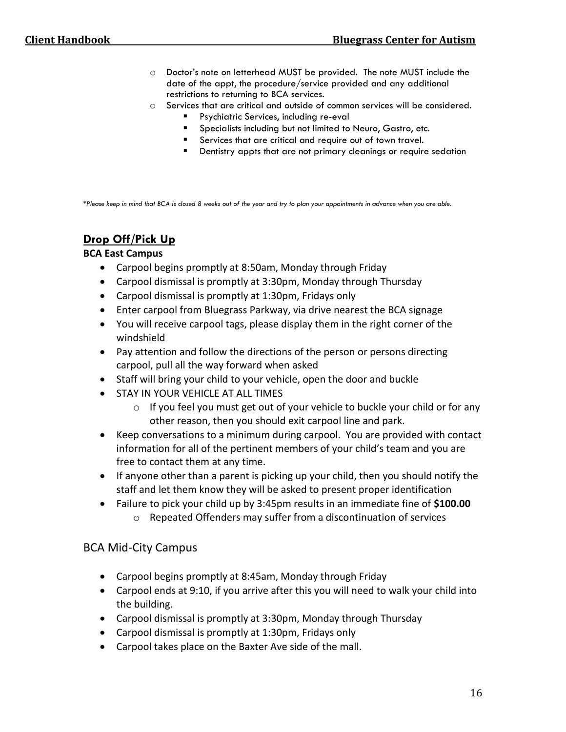- Doctor's note on letterhead MUST be provided. The note MUST include the date of the appt, the procedure/service provided and any additional restrictions to returning to BCA services.
- Services that are critical and outside of common services will be considered.
  - Psychiatric Services, including re-eval
  - Specialists including but not limited to Neuro, Gastro, etc.
  - Services that are critical and require out of town travel.
  - Dentistry appts that are not primary cleanings or require sedation

*\*Please keep in mind that BCA is closed 8 weeks out of the year and try to plan your appointments in advance when you are able.*

## Drop Off/Pick Up

**BCA East Campus**

- Carpool begins promptly at 8:50am, Monday through Friday
- Carpool dismissal is promptly at 3:30pm, Monday through Thursday
- Carpool dismissal is promptly at 1:30pm, Fridays only
- Enter carpool from Bluegrass Parkway, via drive nearest the BCA signage
- You will receive carpool tags, please display them in the right corner of the windshield
- Pay attention and follow the directions of the person or persons directing carpool, pull all the way forward when asked
- Staff will bring your child to your vehicle, open the door and buckle
- STAY IN YOUR VEHICLE AT ALL TIMES
  - If you feel you must get out of your vehicle to buckle your child or for any other reason, then you should exit carpool line and park.
- Keep conversations to a minimum during carpool. You are provided with contact information for all of the pertinent members of your child's team and you are free to contact them at any time.
- If anyone other than a parent is picking up your child, then you should notify the staff and let them know they will be asked to present proper identification
- Failure to pick your child up by 3:45pm results in an immediate fine of **$100.00**
  - Repeated Offenders may suffer from a discontinuation of services

### BCA Mid-City Campus

- Carpool begins promptly at 8:45am, Monday through Friday
- Carpool ends at 9:10, if you arrive after this you will need to walk your child into the building.
- Carpool dismissal is promptly at 3:30pm, Monday through Thursday
- Carpool dismissal is promptly at 1:30pm, Fridays only
- Carpool takes place on the Baxter Ave side of the mall.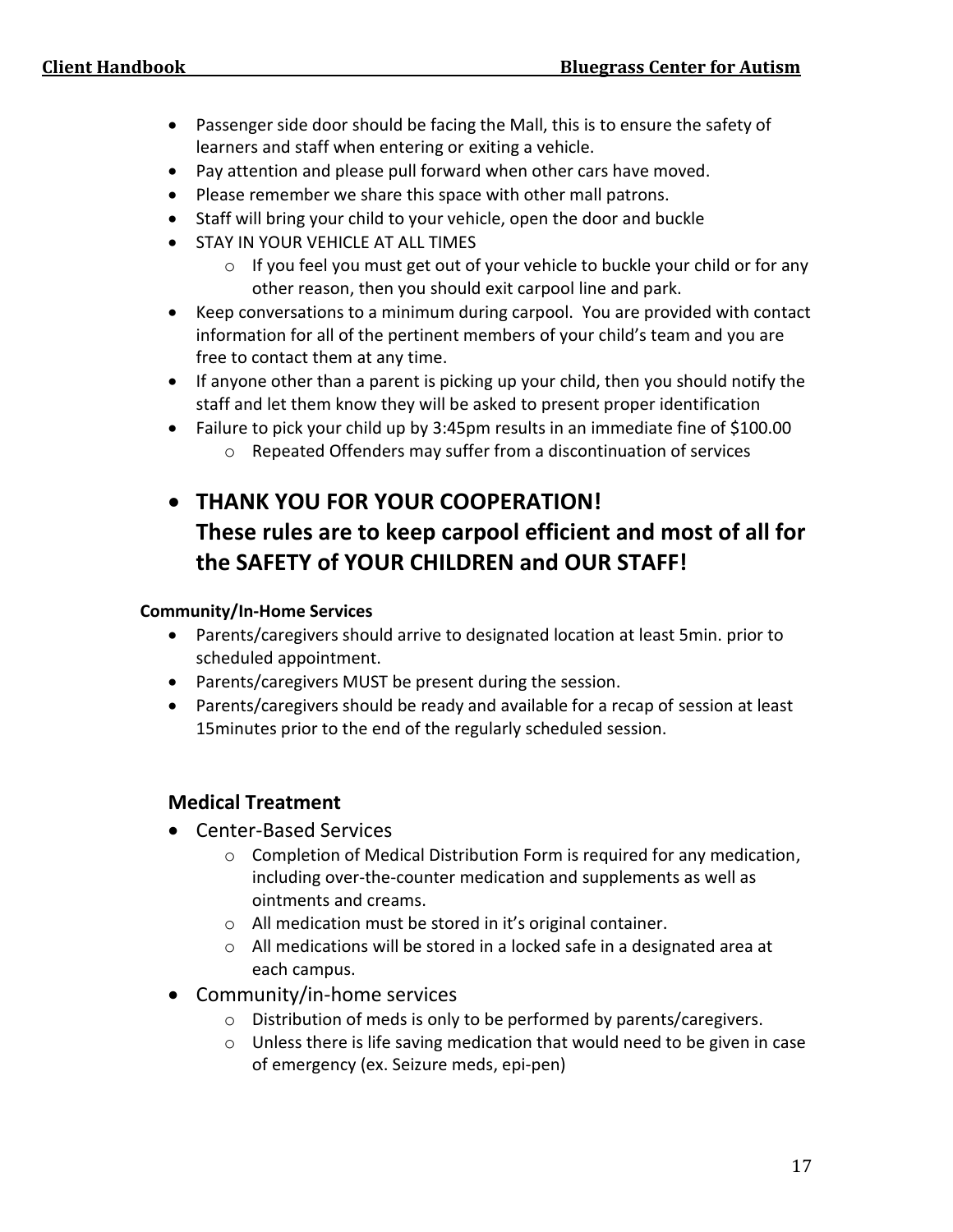- Passenger side door should be facing the Mall, this is to ensure the safety of learners and staff when entering or exiting a vehicle.
- Pay attention and please pull forward when other cars have moved.
- Please remember we share this space with other mall patrons.
- Staff will bring your child to your vehicle, open the door and buckle
- STAY IN YOUR VEHICLE AT ALL TIMES
  - If you feel you must get out of your vehicle to buckle your child or for any other reason, then you should exit carpool line and park.
- Keep conversations to a minimum during carpool. You are provided with contact information for all of the pertinent members of your child's team and you are free to contact them at any time.
- If anyone other than a parent is picking up your child, then you should notify the staff and let them know they will be asked to present proper identification
- Failure to pick your child up by 3:45pm results in an immediate fine of $100.00
  - Repeated Offenders may suffer from a discontinuation of services

- **THANK YOU FOR YOUR COOPERATION!**
  **These rules are to keep carpool efficient and most of all for the SAFETY of YOUR CHILDREN and OUR STAFF!**

**Community/In-Home Services**

- Parents/caregivers should arrive to designated location at least 5min. prior to scheduled appointment.
- Parents/caregivers MUST be present during the session.
- Parents/caregivers should be ready and available for a recap of session at least 15minutes prior to the end of the regularly scheduled session.

## Medical Treatment

- Center-Based Services
  - Completion of Medical Distribution Form is required for any medication, including over-the-counter medication and supplements as well as ointments and creams.
  - All medication must be stored in it's original container.
  - All medications will be stored in a locked safe in a designated area at each campus.
- Community/in-home services
  - Distribution of meds is only to be performed by parents/caregivers.
  - Unless there is life saving medication that would need to be given in case of emergency (ex. Seizure meds, epi-pen)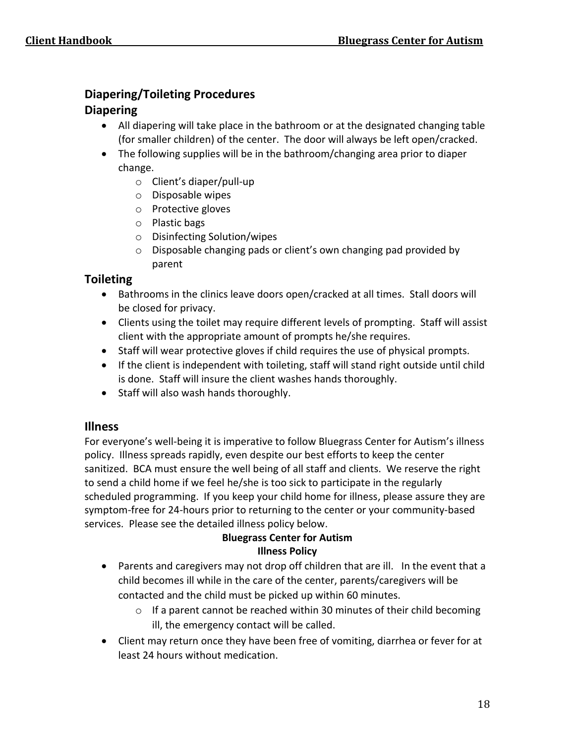## Diapering/Toileting Procedures

### Diapering

- All diapering will take place in the bathroom or at the designated changing table (for smaller children) of the center. The door will always be left open/cracked.
- The following supplies will be in the bathroom/changing area prior to diaper change.
  - Client's diaper/pull-up
  - Disposable wipes
  - Protective gloves
  - Plastic bags
  - Disinfecting Solution/wipes
  - Disposable changing pads or client's own changing pad provided by parent

### Toileting

- Bathrooms in the clinics leave doors open/cracked at all times. Stall doors will be closed for privacy.
- Clients using the toilet may require different levels of prompting. Staff will assist client with the appropriate amount of prompts he/she requires.
- Staff will wear protective gloves if child requires the use of physical prompts.
- If the client is independent with toileting, staff will stand right outside until child is done. Staff will insure the client washes hands thoroughly.
- Staff will also wash hands thoroughly.

## Illness

For everyone's well-being it is imperative to follow Bluegrass Center for Autism's illness policy. Illness spreads rapidly, even despite our best efforts to keep the center sanitized. BCA must ensure the well being of all staff and clients. We reserve the right to send a child home if we feel he/she is too sick to participate in the regularly scheduled programming. If you keep your child home for illness, please assure they are symptom-free for 24-hours prior to returning to the center or your community-based services. Please see the detailed illness policy below.

**Bluegrass Center for Autism**
**Illness Policy**

- Parents and caregivers may not drop off children that are ill. In the event that a child becomes ill while in the care of the center, parents/caregivers will be contacted and the child must be picked up within 60 minutes.
  - If a parent cannot be reached within 30 minutes of their child becoming ill, the emergency contact will be called.
- Client may return once they have been free of vomiting, diarrhea or fever for at least 24 hours without medication.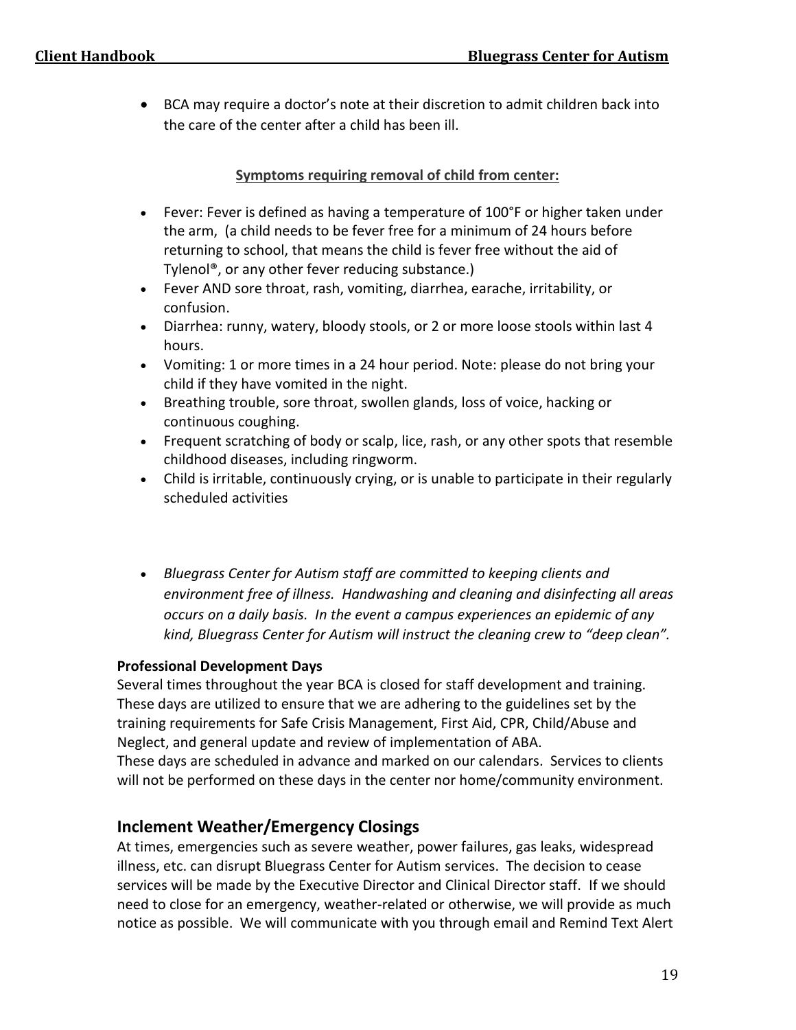- BCA may require a doctor's note at their discretion to admit children back into the care of the center after a child has been ill.

**Symptoms requiring removal of child from center:**

- Fever: Fever is defined as having a temperature of 100°F or higher taken under the arm, (a child needs to be fever free for a minimum of 24 hours before returning to school, that means the child is fever free without the aid of Tylenol®, or any other fever reducing substance.)
- Fever AND sore throat, rash, vomiting, diarrhea, earache, irritability, or confusion.
- Diarrhea: runny, watery, bloody stools, or 2 or more loose stools within last 4 hours.
- Vomiting: 1 or more times in a 24 hour period. Note: please do not bring your child if they have vomited in the night.
- Breathing trouble, sore throat, swollen glands, loss of voice, hacking or continuous coughing.
- Frequent scratching of body or scalp, lice, rash, or any other spots that resemble childhood diseases, including ringworm.
- Child is irritable, continuously crying, or is unable to participate in their regularly scheduled activities

- *Bluegrass Center for Autism staff are committed to keeping clients and environment free of illness. Handwashing and cleaning and disinfecting all areas occurs on a daily basis. In the event a campus experiences an epidemic of any kind, Bluegrass Center for Autism will instruct the cleaning crew to "deep clean".*

**Professional Development Days**

Several times throughout the year BCA is closed for staff development and training. These days are utilized to ensure that we are adhering to the guidelines set by the training requirements for Safe Crisis Management, First Aid, CPR, Child/Abuse and Neglect, and general update and review of implementation of ABA.
These days are scheduled in advance and marked on our calendars. Services to clients will not be performed on these days in the center nor home/community environment.

## Inclement Weather/Emergency Closings

At times, emergencies such as severe weather, power failures, gas leaks, widespread illness, etc. can disrupt Bluegrass Center for Autism services. The decision to cease services will be made by the Executive Director and Clinical Director staff. If we should need to close for an emergency, weather-related or otherwise, we will provide as much notice as possible. We will communicate with you through email and Remind Text Alert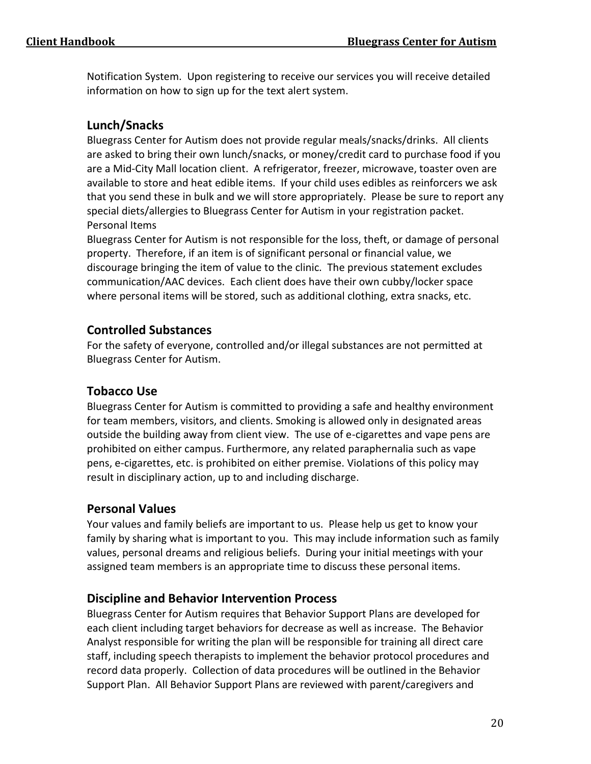Notification System. Upon registering to receive our services you will receive detailed information on how to sign up for the text alert system.

## Lunch/Snacks

Bluegrass Center for Autism does not provide regular meals/snacks/drinks. All clients are asked to bring their own lunch/snacks, or money/credit card to purchase food if you are a Mid-City Mall location client. A refrigerator, freezer, microwave, toaster oven are available to store and heat edible items. If your child uses edibles as reinforcers we ask that you send these in bulk and we will store appropriately. Please be sure to report any special diets/allergies to Bluegrass Center for Autism in your registration packet.

Personal Items

Bluegrass Center for Autism is not responsible for the loss, theft, or damage of personal property. Therefore, if an item is of significant personal or financial value, we discourage bringing the item of value to the clinic. The previous statement excludes communication/AAC devices. Each client does have their own cubby/locker space where personal items will be stored, such as additional clothing, extra snacks, etc.

## Controlled Substances

For the safety of everyone, controlled and/or illegal substances are not permitted at Bluegrass Center for Autism.

## Tobacco Use

Bluegrass Center for Autism is committed to providing a safe and healthy environment for team members, visitors, and clients. Smoking is allowed only in designated areas outside the building away from client view. The use of e-cigarettes and vape pens are prohibited on either campus. Furthermore, any related paraphernalia such as vape pens, e-cigarettes, etc. is prohibited on either premise. Violations of this policy may result in disciplinary action, up to and including discharge.

## Personal Values

Your values and family beliefs are important to us. Please help us get to know your family by sharing what is important to you. This may include information such as family values, personal dreams and religious beliefs. During your initial meetings with your assigned team members is an appropriate time to discuss these personal items.

## Discipline and Behavior Intervention Process

Bluegrass Center for Autism requires that Behavior Support Plans are developed for each client including target behaviors for decrease as well as increase. The Behavior Analyst responsible for writing the plan will be responsible for training all direct care staff, including speech therapists to implement the behavior protocol procedures and record data properly. Collection of data procedures will be outlined in the Behavior Support Plan. All Behavior Support Plans are reviewed with parent/caregivers and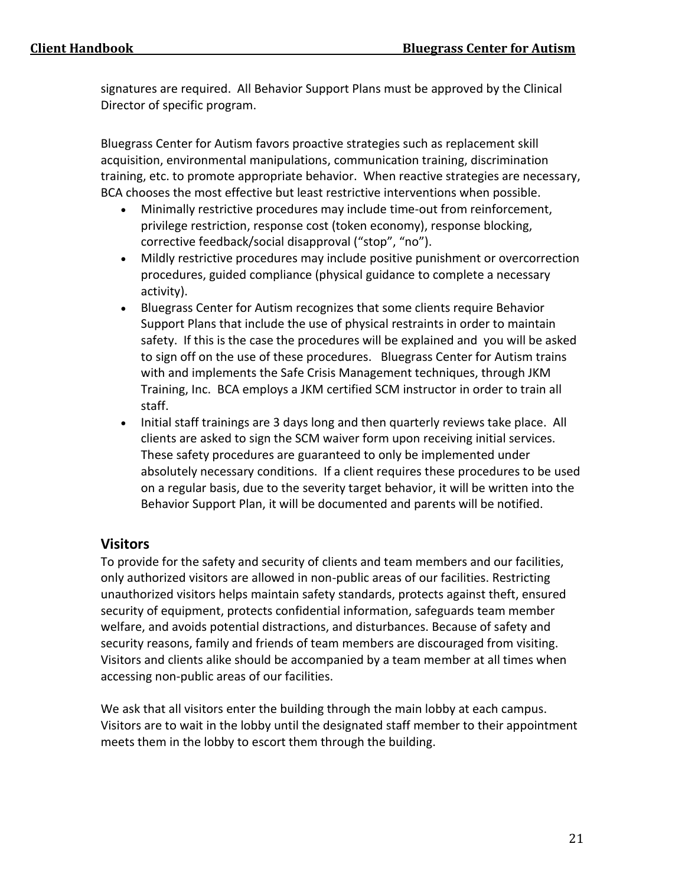signatures are required. All Behavior Support Plans must be approved by the Clinical Director of specific program.

Bluegrass Center for Autism favors proactive strategies such as replacement skill acquisition, environmental manipulations, communication training, discrimination training, etc. to promote appropriate behavior. When reactive strategies are necessary, BCA chooses the most effective but least restrictive interventions when possible.

- Minimally restrictive procedures may include time-out from reinforcement, privilege restriction, response cost (token economy), response blocking, corrective feedback/social disapproval ("stop", "no").
- Mildly restrictive procedures may include positive punishment or overcorrection procedures, guided compliance (physical guidance to complete a necessary activity).
- Bluegrass Center for Autism recognizes that some clients require Behavior Support Plans that include the use of physical restraints in order to maintain safety. If this is the case the procedures will be explained and you will be asked to sign off on the use of these procedures. Bluegrass Center for Autism trains with and implements the Safe Crisis Management techniques, through JKM Training, Inc. BCA employs a JKM certified SCM instructor in order to train all staff.
- Initial staff trainings are 3 days long and then quarterly reviews take place. All clients are asked to sign the SCM waiver form upon receiving initial services. These safety procedures are guaranteed to only be implemented under absolutely necessary conditions. If a client requires these procedures to be used on a regular basis, due to the severity target behavior, it will be written into the Behavior Support Plan, it will be documented and parents will be notified.

## Visitors

To provide for the safety and security of clients and team members and our facilities, only authorized visitors are allowed in non-public areas of our facilities. Restricting unauthorized visitors helps maintain safety standards, protects against theft, ensured security of equipment, protects confidential information, safeguards team member welfare, and avoids potential distractions, and disturbances. Because of safety and security reasons, family and friends of team members are discouraged from visiting. Visitors and clients alike should be accompanied by a team member at all times when accessing non-public areas of our facilities.

We ask that all visitors enter the building through the main lobby at each campus. Visitors are to wait in the lobby until the designated staff member to their appointment meets them in the lobby to escort them through the building.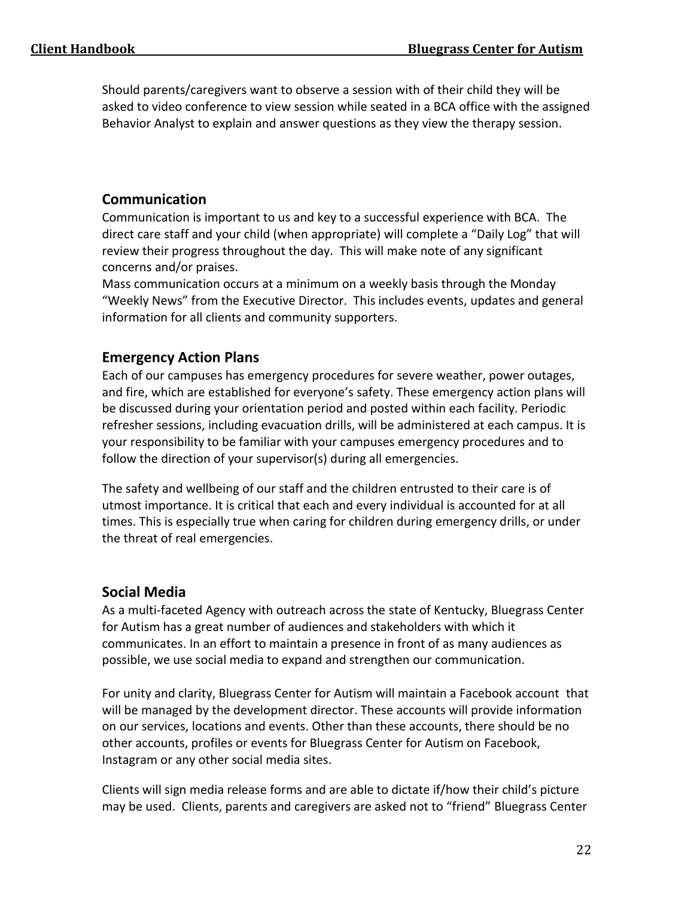Should parents/caregivers want to observe a session with of their child they will be asked to video conference to view session while seated in a BCA office with the assigned Behavior Analyst to explain and answer questions as they view the therapy session.

## Communication

Communication is important to us and key to a successful experience with BCA. The direct care staff and your child (when appropriate) will complete a "Daily Log" that will review their progress throughout the day. This will make note of any significant concerns and/or praises.

Mass communication occurs at a minimum on a weekly basis through the Monday "Weekly News" from the Executive Director. This includes events, updates and general information for all clients and community supporters.

## Emergency Action Plans

Each of our campuses has emergency procedures for severe weather, power outages, and fire, which are established for everyone's safety. These emergency action plans will be discussed during your orientation period and posted within each facility. Periodic refresher sessions, including evacuation drills, will be administered at each campus. It is your responsibility to be familiar with your campuses emergency procedures and to follow the direction of your supervisor(s) during all emergencies.

The safety and wellbeing of our staff and the children entrusted to their care is of utmost importance. It is critical that each and every individual is accounted for at all times. This is especially true when caring for children during emergency drills, or under the threat of real emergencies.

## Social Media

As a multi-faceted Agency with outreach across the state of Kentucky, Bluegrass Center for Autism has a great number of audiences and stakeholders with which it communicates. In an effort to maintain a presence in front of as many audiences as possible, we use social media to expand and strengthen our communication.

For unity and clarity, Bluegrass Center for Autism will maintain a Facebook account that will be managed by the development director. These accounts will provide information on our services, locations and events. Other than these accounts, there should be no other accounts, profiles or events for Bluegrass Center for Autism on Facebook, Instagram or any other social media sites.

Clients will sign media release forms and are able to dictate if/how their child's picture may be used. Clients, parents and caregivers are asked not to "friend" Bluegrass Center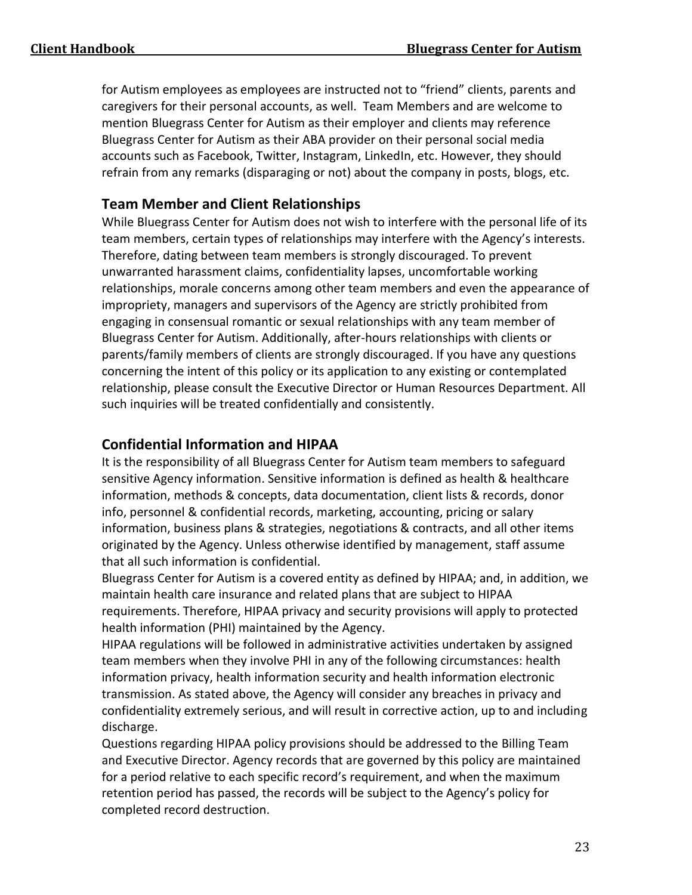for Autism employees as employees are instructed not to "friend" clients, parents and caregivers for their personal accounts, as well. Team Members and are welcome to mention Bluegrass Center for Autism as their employer and clients may reference Bluegrass Center for Autism as their ABA provider on their personal social media accounts such as Facebook, Twitter, Instagram, LinkedIn, etc. However, they should refrain from any remarks (disparaging or not) about the company in posts, blogs, etc.

## Team Member and Client Relationships

While Bluegrass Center for Autism does not wish to interfere with the personal life of its team members, certain types of relationships may interfere with the Agency's interests. Therefore, dating between team members is strongly discouraged. To prevent unwarranted harassment claims, confidentiality lapses, uncomfortable working relationships, morale concerns among other team members and even the appearance of impropriety, managers and supervisors of the Agency are strictly prohibited from engaging in consensual romantic or sexual relationships with any team member of Bluegrass Center for Autism. Additionally, after-hours relationships with clients or parents/family members of clients are strongly discouraged. If you have any questions concerning the intent of this policy or its application to any existing or contemplated relationship, please consult the Executive Director or Human Resources Department. All such inquiries will be treated confidentially and consistently.

## Confidential Information and HIPAA

It is the responsibility of all Bluegrass Center for Autism team members to safeguard sensitive Agency information. Sensitive information is defined as health & healthcare information, methods & concepts, data documentation, client lists & records, donor info, personnel & confidential records, marketing, accounting, pricing or salary information, business plans & strategies, negotiations & contracts, and all other items originated by the Agency. Unless otherwise identified by management, staff assume that all such information is confidential.

Bluegrass Center for Autism is a covered entity as defined by HIPAA; and, in addition, we maintain health care insurance and related plans that are subject to HIPAA requirements. Therefore, HIPAA privacy and security provisions will apply to protected health information (PHI) maintained by the Agency.

HIPAA regulations will be followed in administrative activities undertaken by assigned team members when they involve PHI in any of the following circumstances: health information privacy, health information security and health information electronic transmission. As stated above, the Agency will consider any breaches in privacy and confidentiality extremely serious, and will result in corrective action, up to and including discharge.

Questions regarding HIPAA policy provisions should be addressed to the Billing Team and Executive Director. Agency records that are governed by this policy are maintained for a period relative to each specific record's requirement, and when the maximum retention period has passed, the records will be subject to the Agency's policy for completed record destruction.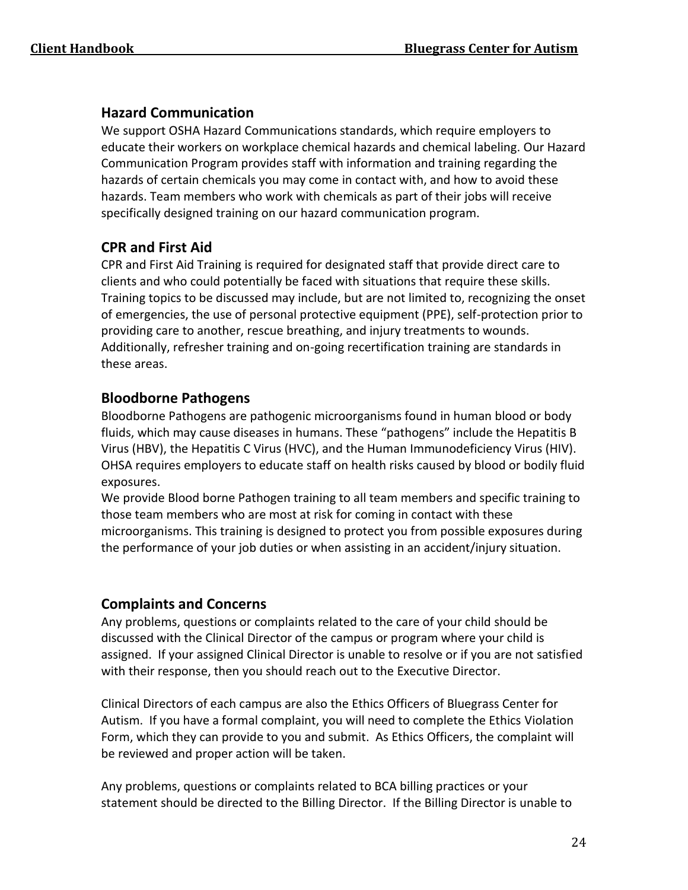## Hazard Communication

We support OSHA Hazard Communications standards, which require employers to educate their workers on workplace chemical hazards and chemical labeling. Our Hazard Communication Program provides staff with information and training regarding the hazards of certain chemicals you may come in contact with, and how to avoid these hazards. Team members who work with chemicals as part of their jobs will receive specifically designed training on our hazard communication program.

## CPR and First Aid

CPR and First Aid Training is required for designated staff that provide direct care to clients and who could potentially be faced with situations that require these skills. Training topics to be discussed may include, but are not limited to, recognizing the onset of emergencies, the use of personal protective equipment (PPE), self-protection prior to providing care to another, rescue breathing, and injury treatments to wounds. Additionally, refresher training and on-going recertification training are standards in these areas.

## Bloodborne Pathogens

Bloodborne Pathogens are pathogenic microorganisms found in human blood or body fluids, which may cause diseases in humans. These "pathogens" include the Hepatitis B Virus (HBV), the Hepatitis C Virus (HVC), and the Human Immunodeficiency Virus (HIV). OHSA requires employers to educate staff on health risks caused by blood or bodily fluid exposures.

We provide Blood borne Pathogen training to all team members and specific training to those team members who are most at risk for coming in contact with these microorganisms. This training is designed to protect you from possible exposures during the performance of your job duties or when assisting in an accident/injury situation.

## Complaints and Concerns

Any problems, questions or complaints related to the care of your child should be discussed with the Clinical Director of the campus or program where your child is assigned. If your assigned Clinical Director is unable to resolve or if you are not satisfied with their response, then you should reach out to the Executive Director.

Clinical Directors of each campus are also the Ethics Officers of Bluegrass Center for Autism. If you have a formal complaint, you will need to complete the Ethics Violation Form, which they can provide to you and submit. As Ethics Officers, the complaint will be reviewed and proper action will be taken.

Any problems, questions or complaints related to BCA billing practices or your statement should be directed to the Billing Director. If the Billing Director is unable to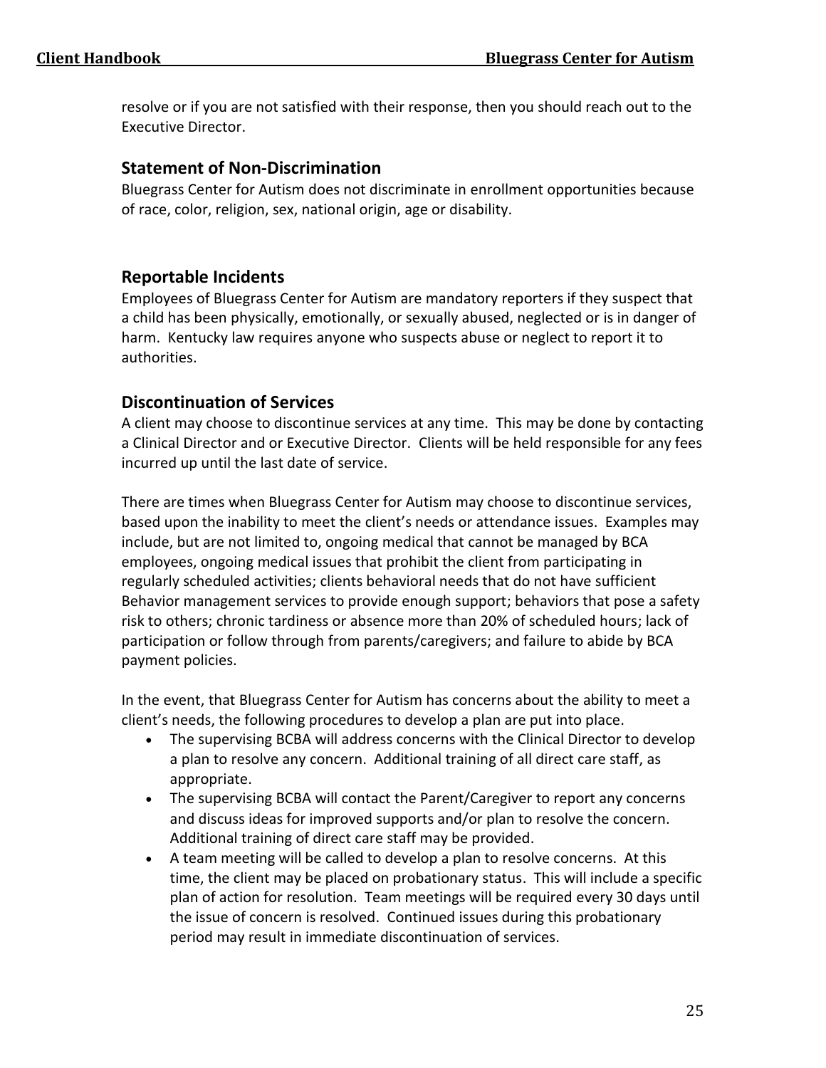resolve or if you are not satisfied with their response, then you should reach out to the Executive Director.

## Statement of Non-Discrimination

Bluegrass Center for Autism does not discriminate in enrollment opportunities because of race, color, religion, sex, national origin, age or disability.

## Reportable Incidents

Employees of Bluegrass Center for Autism are mandatory reporters if they suspect that a child has been physically, emotionally, or sexually abused, neglected or is in danger of harm. Kentucky law requires anyone who suspects abuse or neglect to report it to authorities.

## Discontinuation of Services

A client may choose to discontinue services at any time. This may be done by contacting a Clinical Director and or Executive Director. Clients will be held responsible for any fees incurred up until the last date of service.

There are times when Bluegrass Center for Autism may choose to discontinue services, based upon the inability to meet the client's needs or attendance issues. Examples may include, but are not limited to, ongoing medical that cannot be managed by BCA employees, ongoing medical issues that prohibit the client from participating in regularly scheduled activities; clients behavioral needs that do not have sufficient Behavior management services to provide enough support; behaviors that pose a safety risk to others; chronic tardiness or absence more than 20% of scheduled hours; lack of participation or follow through from parents/caregivers; and failure to abide by BCA payment policies.

In the event, that Bluegrass Center for Autism has concerns about the ability to meet a client's needs, the following procedures to develop a plan are put into place.

- The supervising BCBA will address concerns with the Clinical Director to develop a plan to resolve any concern. Additional training of all direct care staff, as appropriate.
- The supervising BCBA will contact the Parent/Caregiver to report any concerns and discuss ideas for improved supports and/or plan to resolve the concern. Additional training of direct care staff may be provided.
- A team meeting will be called to develop a plan to resolve concerns. At this time, the client may be placed on probationary status. This will include a specific plan of action for resolution. Team meetings will be required every 30 days until the issue of concern is resolved. Continued issues during this probationary period may result in immediate discontinuation of services.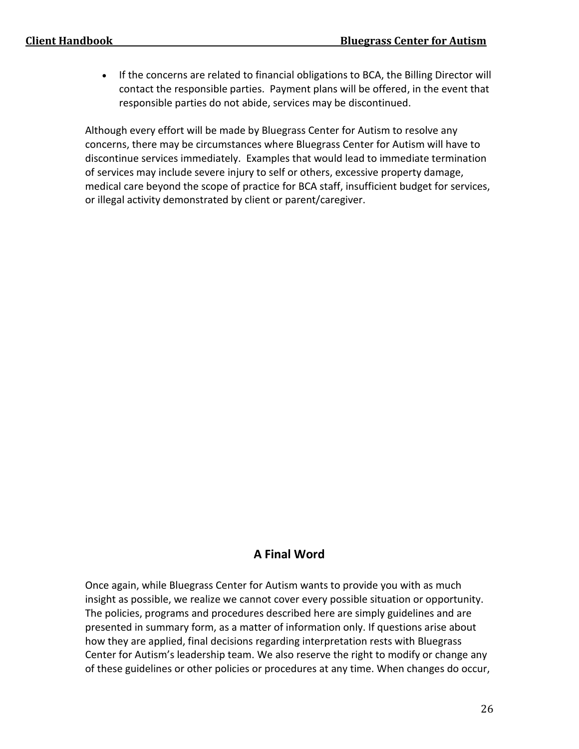- If the concerns are related to financial obligations to BCA, the Billing Director will contact the responsible parties. Payment plans will be offered, in the event that responsible parties do not abide, services may be discontinued.

Although every effort will be made by Bluegrass Center for Autism to resolve any concerns, there may be circumstances where Bluegrass Center for Autism will have to discontinue services immediately. Examples that would lead to immediate termination of services may include severe injury to self or others, excessive property damage, medical care beyond the scope of practice for BCA staff, insufficient budget for services, or illegal activity demonstrated by client or parent/caregiver.

## A Final Word

Once again, while Bluegrass Center for Autism wants to provide you with as much insight as possible, we realize we cannot cover every possible situation or opportunity. The policies, programs and procedures described here are simply guidelines and are presented in summary form, as a matter of information only. If questions arise about how they are applied, final decisions regarding interpretation rests with Bluegrass Center for Autism's leadership team. We also reserve the right to modify or change any of these guidelines or other policies or procedures at any time. When changes do occur,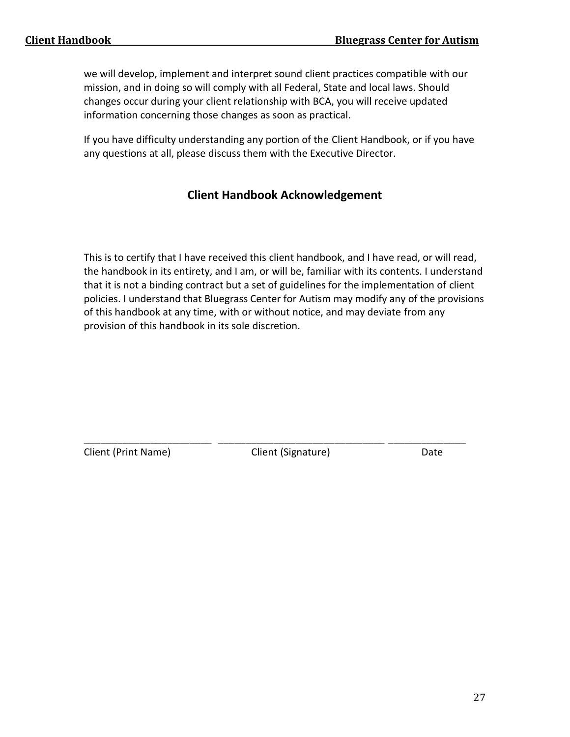we will develop, implement and interpret sound client practices compatible with our mission, and in doing so will comply with all Federal, State and local laws. Should changes occur during your client relationship with BCA, you will receive updated information concerning those changes as soon as practical.

If you have difficulty understanding any portion of the Client Handbook, or if you have any questions at all, please discuss them with the Executive Director.

## Client Handbook Acknowledgement

This is to certify that I have received this client handbook, and I have read, or will read, the handbook in its entirety, and I am, or will be, familiar with its contents. I understand that it is not a binding contract but a set of guidelines for the implementation of client policies. I understand that Bluegrass Center for Autism may modify any of the provisions of this handbook at any time, with or without notice, and may deviate from any provision of this handbook in its sole discretion.

_______________________ ______________________________ ______________

Client (Print Name) Client (Signature) Date